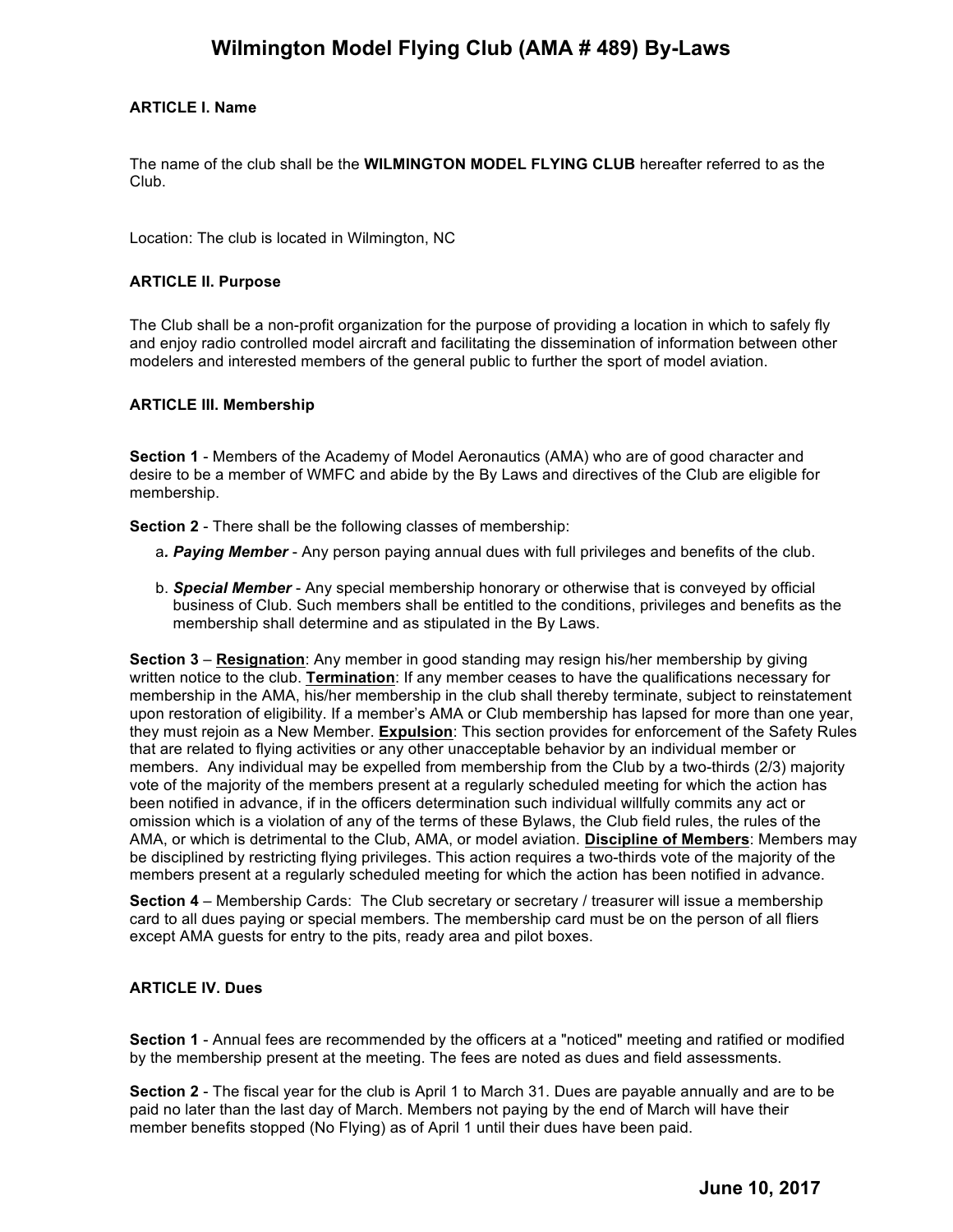# Wilmington Model Flying Club (AMA # 489) By-Laws

**ARTICLE I. Name**

The name of the club shall be the **WILMINGTON MODEL FLYING CLUB** hereafter referred to as the Club.

Location: The club is located in Wilmington, NC

**ARTICLE II. Purpose**

The Club shall be a non-profit organization for the purpose of providing a location in which to safely fly and enjoy radio controlled model aircraft and facilitating the dissemination of information between other modelers and interested members of the general public to further the sport of model aviation.

**ARTICLE III. Membership**

**Section 1** - Members of the Academy of Model Aeronautics (AMA) who are of good character and desire to be a member of WMFC and abide by the By Laws and directives of the Club are eligible for membership.

**Section 2** - There shall be the following classes of membership:

a*. **Paying Member*** - Any person paying annual dues with full privileges and benefits of the club.

b. ***Special Member*** - Any special membership honorary or otherwise that is conveyed by official business of Club. Such members shall be entitled to the conditions, privileges and benefits as the membership shall determine and as stipulated in the By Laws.

**Section 3** – <u>**Resignation**</u>: Any member in good standing may resign his/her membership by giving written notice to the club. <u>**Termination**</u>: If any member ceases to have the qualifications necessary for membership in the AMA, his/her membership in the club shall thereby terminate, subject to reinstatement upon restoration of eligibility. If a member's AMA or Club membership has lapsed for more than one year, they must rejoin as a New Member. <u>**Expulsion**</u>: This section provides for enforcement of the Safety Rules that are related to flying activities or any other unacceptable behavior by an individual member or members. Any individual may be expelled from membership from the Club by a two-thirds (2/3) majority vote of the majority of the members present at a regularly scheduled meeting for which the action has been notified in advance, if in the officers determination such individual willfully commits any act or omission which is a violation of any of the terms of these Bylaws, the Club field rules, the rules of the AMA, or which is detrimental to the Club, AMA, or model aviation. <u>**Discipline of Members**</u>: Members may be disciplined by restricting flying privileges. This action requires a two-thirds vote of the majority of the members present at a regularly scheduled meeting for which the action has been notified in advance.

**Section 4** – Membership Cards: The Club secretary or secretary / treasurer will issue a membership card to all dues paying or special members. The membership card must be on the person of all fliers except AMA guests for entry to the pits, ready area and pilot boxes.

**ARTICLE IV. Dues**

**Section 1** - Annual fees are recommended by the officers at a "noticed" meeting and ratified or modified by the membership present at the meeting. The fees are noted as dues and field assessments.

**Section 2** - The fiscal year for the club is April 1 to March 31. Dues are payable annually and are to be paid no later than the last day of March. Members not paying by the end of March will have their member benefits stopped (No Flying) as of April 1 until their dues have been paid.

**June 10, 2017**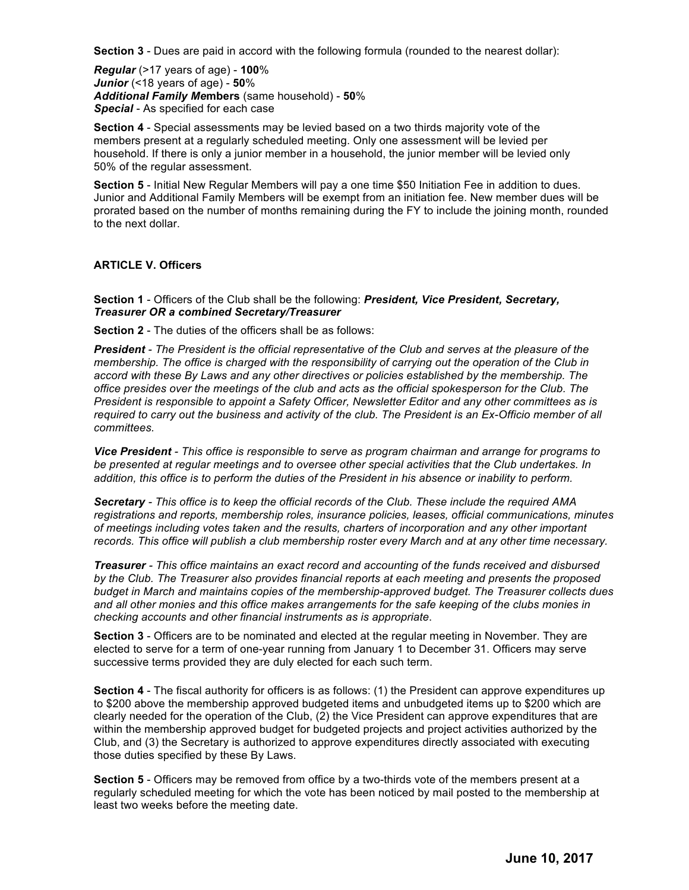**Section 3** - Dues are paid in accord with the following formula (rounded to the nearest dollar):

***Regular*** (>17 years of age) - **100**%
***Junior*** (<18 years of age) - **50**%
***Additional Family Me*mbers** (same household) - **50**%
***Special*** - As specified for each case

**Section 4** - Special assessments may be levied based on a two thirds majority vote of the members present at a regularly scheduled meeting. Only one assessment will be levied per household. If there is only a junior member in a household, the junior member will be levied only 50% of the regular assessment.

**Section 5** - Initial New Regular Members will pay a one time $50 Initiation Fee in addition to dues. Junior and Additional Family Members will be exempt from an initiation fee. New member dues will be prorated based on the number of months remaining during the FY to include the joining month, rounded to the next dollar.

## ARTICLE V. Officers

**Section 1** - Officers of the Club shall be the following: ***President, Vice President, Secretary, Treasurer OR a combined Secretary/Treasurer***

**Section 2** - The duties of the officers shall be as follows:

***President*** - *The President is the official representative of the Club and serves at the pleasure of the membership. The office is charged with the responsibility of carrying out the operation of the Club in accord with these By Laws and any other directives or policies established by the membership. The office presides over the meetings of the club and acts as the official spokesperson for the Club. The President is responsible to appoint a Safety Officer, Newsletter Editor and any other committees as is required to carry out the business and activity of the club. The President is an Ex-Officio member of all committees.*

***Vice President*** - *This office is responsible to serve as program chairman and arrange for programs to be presented at regular meetings and to oversee other special activities that the Club undertakes. In addition, this office is to perform the duties of the President in his absence or inability to perform.*

***Secretary*** - *This office is to keep the official records of the Club. These include the required AMA registrations and reports, membership roles, insurance policies, leases, official communications, minutes of meetings including votes taken and the results, charters of incorporation and any other important records. This office will publish a club membership roster every March and at any other time necessary.*

***Treasurer*** - *This office maintains an exact record and accounting of the funds received and disbursed by the Club. The Treasurer also provides financial reports at each meeting and presents the proposed budget in March and maintains copies of the membership-approved budget. The Treasurer collects dues and all other monies and this office makes arrangements for the safe keeping of the clubs monies in checking accounts and other financial instruments as is appropriate*.

**Section 3** - Officers are to be nominated and elected at the regular meeting in November. They are elected to serve for a term of one-year running from January 1 to December 31. Officers may serve successive terms provided they are duly elected for each such term.

**Section 4** - The fiscal authority for officers is as follows: (1) the President can approve expenditures up to $200 above the membership approved budgeted items and unbudgeted items up to $200 which are clearly needed for the operation of the Club, (2) the Vice President can approve expenditures that are within the membership approved budget for budgeted projects and project activities authorized by the Club, and (3) the Secretary is authorized to approve expenditures directly associated with executing those duties specified by these By Laws.

**Section 5** - Officers may be removed from office by a two-thirds vote of the members present at a regularly scheduled meeting for which the vote has been noticed by mail posted to the membership at least two weeks before the meeting date.

**June 10, 2017**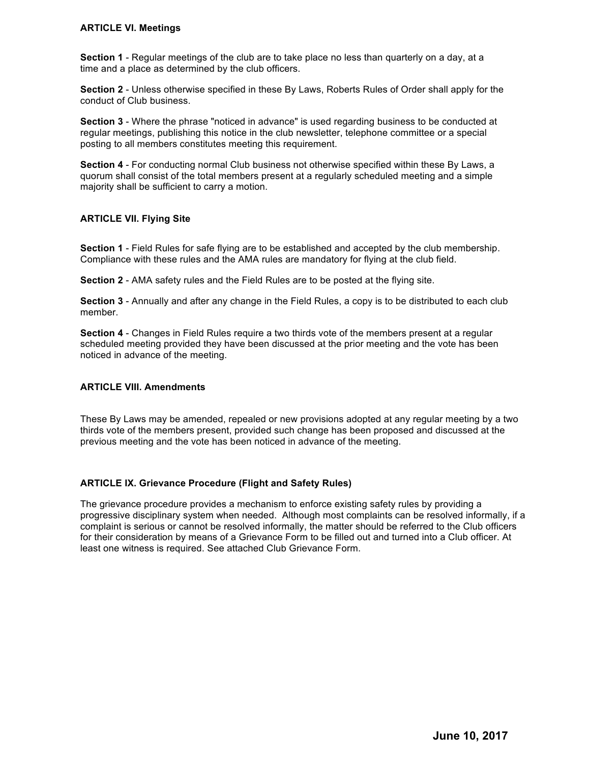**ARTICLE VI. Meetings**

**Section 1** - Regular meetings of the club are to take place no less than quarterly on a day, at a time and a place as determined by the club officers.

**Section 2** - Unless otherwise specified in these By Laws, Roberts Rules of Order shall apply for the conduct of Club business.

**Section 3** - Where the phrase "noticed in advance" is used regarding business to be conducted at regular meetings, publishing this notice in the club newsletter, telephone committee or a special posting to all members constitutes meeting this requirement.

**Section 4** - For conducting normal Club business not otherwise specified within these By Laws, a quorum shall consist of the total members present at a regularly scheduled meeting and a simple majority shall be sufficient to carry a motion.

**ARTICLE VII. Flying Site**

**Section 1** - Field Rules for safe flying are to be established and accepted by the club membership. Compliance with these rules and the AMA rules are mandatory for flying at the club field.

**Section 2** - AMA safety rules and the Field Rules are to be posted at the flying site.

**Section 3** - Annually and after any change in the Field Rules, a copy is to be distributed to each club member.

**Section 4** - Changes in Field Rules require a two thirds vote of the members present at a regular scheduled meeting provided they have been discussed at the prior meeting and the vote has been noticed in advance of the meeting.

**ARTICLE VIII. Amendments**

These By Laws may be amended, repealed or new provisions adopted at any regular meeting by a two thirds vote of the members present, provided such change has been proposed and discussed at the previous meeting and the vote has been noticed in advance of the meeting.

**ARTICLE IX. Grievance Procedure (Flight and Safety Rules)**

The grievance procedure provides a mechanism to enforce existing safety rules by providing a progressive disciplinary system when needed. Although most complaints can be resolved informally, if a complaint is serious or cannot be resolved informally, the matter should be referred to the Club officers for their consideration by means of a Grievance Form to be filled out and turned into a Club officer. At least one witness is required. See attached Club Grievance Form.

**June 10, 2017**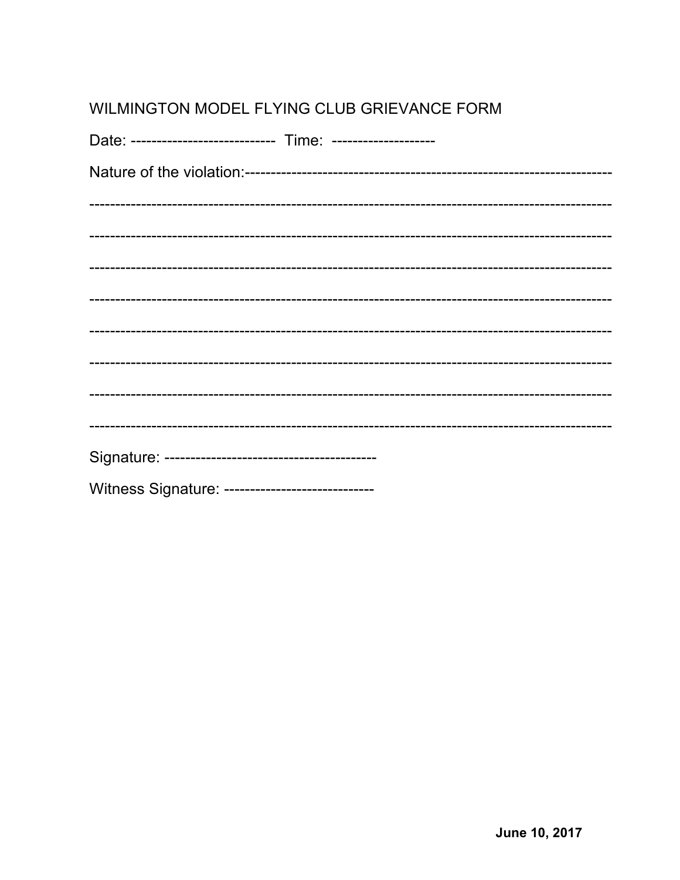WILMINGTON MODEL FLYING CLUB GRIEVANCE FORM

Date: ---------------------------- Time: --------------------

Nature of the violation:--------------------------------------------------------------------

-----------------------------------------------------------------------------------------------------

-----------------------------------------------------------------------------------------------------

-----------------------------------------------------------------------------------------------------

-----------------------------------------------------------------------------------------------------

-----------------------------------------------------------------------------------------------------

-----------------------------------------------------------------------------------------------------

-----------------------------------------------------------------------------------------------------

-----------------------------------------------------------------------------------------------------

Signature: ----------------------------------------

Witness Signature: -----------------------------

**June 10, 2017**